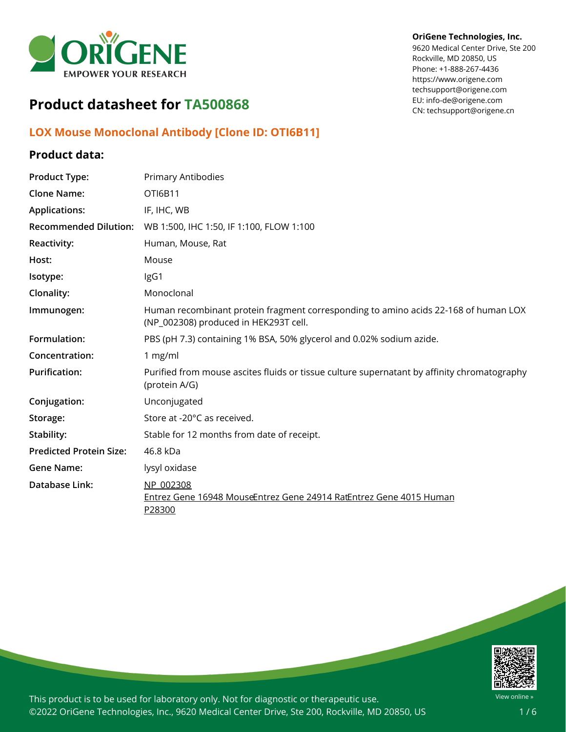**OriGene Technologies, Inc.**
9620 Medical Center Drive, Ste 200
Rockville, MD 20850, US
Phone: +1-888-267-4436
https://www.origene.com
techsupport@origene.com
EU: info-de@origene.com
CN: techsupport@origene.cn

# Product datasheet for TA500868

## LOX Mouse Monoclonal Antibody [Clone ID: OTI6B11]

### Product data:

| | |
|---|---|
| **Product Type:** | Primary Antibodies |
| **Clone Name:** | OTI6B11 |
| **Applications:** | IF, IHC, WB |
| **Recommended Dilution:** | WB 1:500, IHC 1:50, IF 1:100, FLOW 1:100 |
| **Reactivity:** | Human, Mouse, Rat |
| **Host:** | Mouse |
| **Isotype:** | IgG1 |
| **Clonality:** | Monoclonal |
| **Immunogen:** | Human recombinant protein fragment corresponding to amino acids 22-168 of human LOX (NP_002308) produced in HEK293T cell. |
| **Formulation:** | PBS (pH 7.3) containing 1% BSA, 50% glycerol and 0.02% sodium azide. |
| **Concentration:** | 1 mg/ml |
| **Purification:** | Purified from mouse ascites fluids or tissue culture supernatant by affinity chromatography (protein A/G) |
| **Conjugation:** | Unconjugated |
| **Storage:** | Store at -20°C as received. |
| **Stability:** | Stable for 12 months from date of receipt. |
| **Predicted Protein Size:** | 46.8 kDa |
| **Gene Name:** | lysyl oxidase |
| **Database Link:** | NP_002308<br>Entrez Gene 16948 Mouse Entrez Gene 24914 Rat Entrez Gene 4015 Human<br>P28300 |

This product is to be used for laboratory only. Not for diagnostic or therapeutic use.
©2022 OriGene Technologies, Inc., 9620 Medical Center Drive, Ste 200, Rockville, MD 20850, US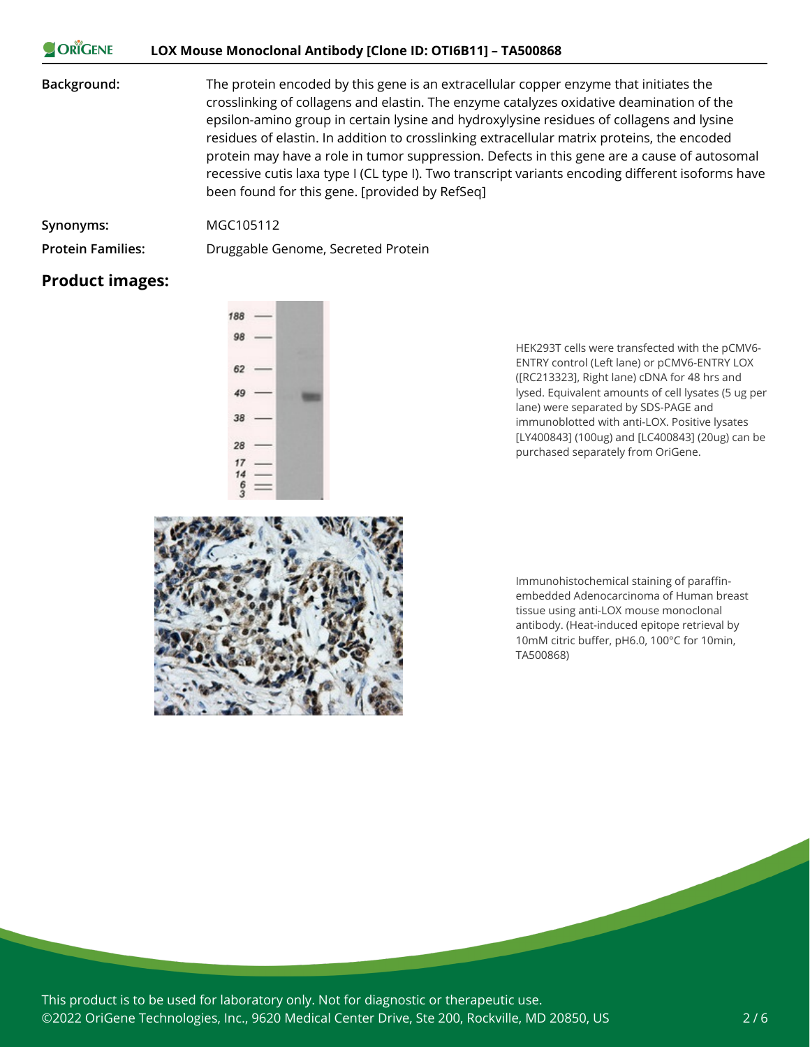**Background:** The protein encoded by this gene is an extracellular copper enzyme that initiates the crosslinking of collagens and elastin. The enzyme catalyzes oxidative deamination of the epsilon-amino group in certain lysine and hydroxylysine residues of collagens and lysine residues of elastin. In addition to crosslinking extracellular matrix proteins, the encoded protein may have a role in tumor suppression. Defects in this gene are a cause of autosomal recessive cutis laxa type I (CL type I). Two transcript variants encoding different isoforms have been found for this gene. [provided by RefSeq]

**Synonyms:** MGC105112

**Protein Families:** Druggable Genome, Secreted Protein

## Product images:

HEK293T cells were transfected with the pCMV6-ENTRY control (Left lane) or pCMV6-ENTRY LOX ([RC213323], Right lane) cDNA for 48 hrs and lysed. Equivalent amounts of cell lysates (5 ug per lane) were separated by SDS-PAGE and immunoblotted with anti-LOX. Positive lysates [LY400843] (100ug) and [LC400843] (20ug) can be purchased separately from OriGene.

Immunohistochemical staining of paraffin-embedded Adenocarcinoma of Human breast tissue using anti-LOX mouse monoclonal antibody. (Heat-induced epitope retrieval by 10mM citric buffer, pH6.0, 100°C for 10min, TA500868)

This product is to be used for laboratory only. Not for diagnostic or therapeutic use.
©2022 OriGene Technologies, Inc., 9620 Medical Center Drive, Ste 200, Rockville, MD 20850, US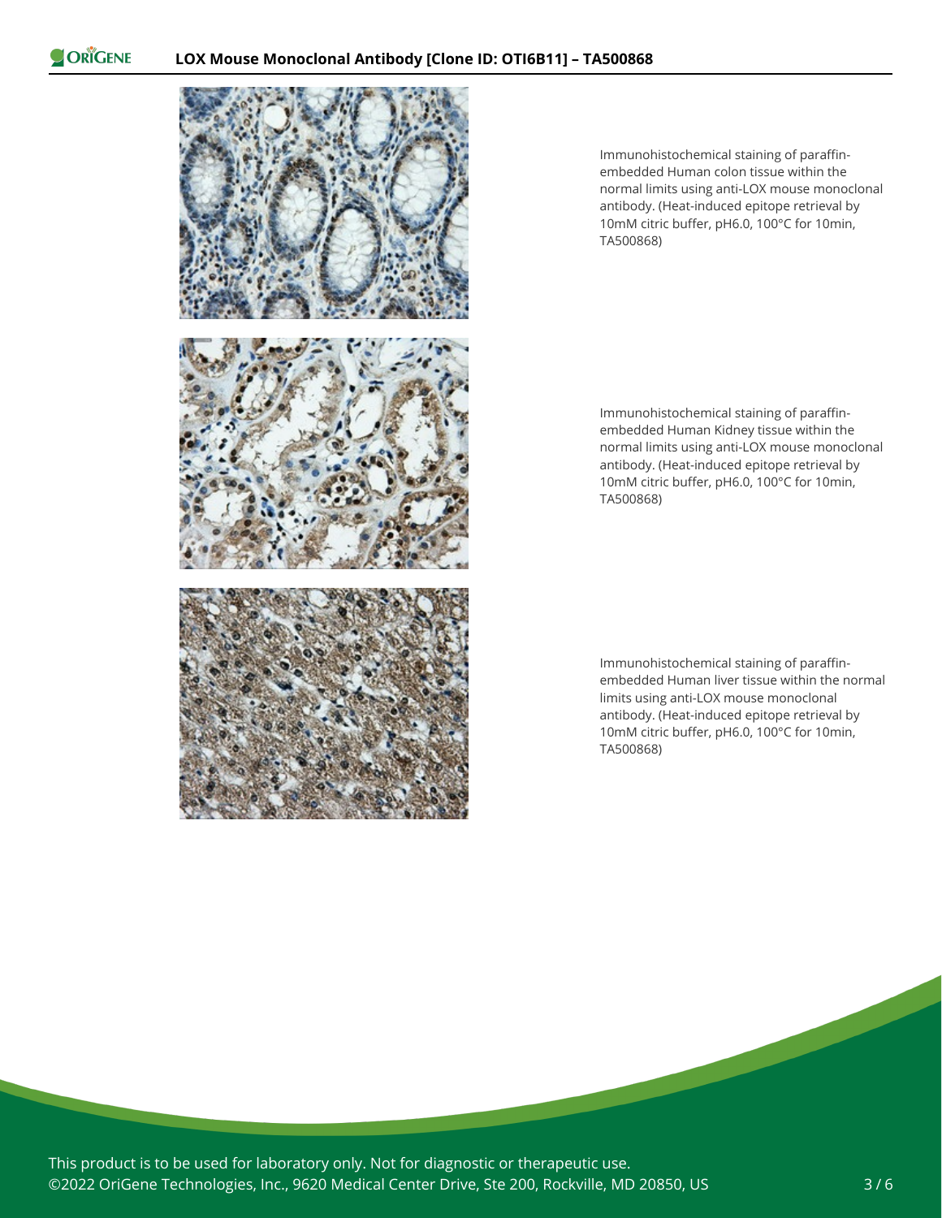Immunohistochemical staining of paraffin-embedded Human colon tissue within the normal limits using anti-LOX mouse monoclonal antibody. (Heat-induced epitope retrieval by 10mM citric buffer, pH6.0, 100°C for 10min, TA500868)

Immunohistochemical staining of paraffin-embedded Human Kidney tissue within the normal limits using anti-LOX mouse monoclonal antibody. (Heat-induced epitope retrieval by 10mM citric buffer, pH6.0, 100°C for 10min, TA500868)

Immunohistochemical staining of paraffin-embedded Human liver tissue within the normal limits using anti-LOX mouse monoclonal antibody. (Heat-induced epitope retrieval by 10mM citric buffer, pH6.0, 100°C for 10min, TA500868)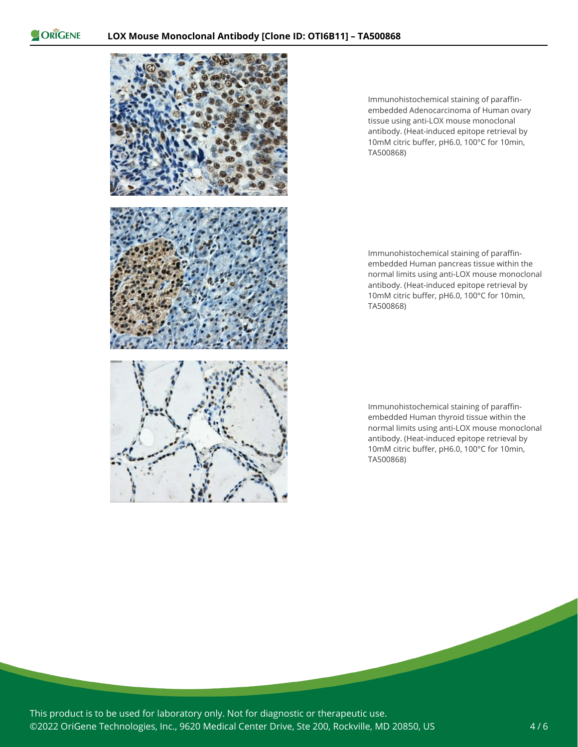Immunohistochemical staining of paraffin-embedded Adenocarcinoma of Human ovary tissue using anti-LOX mouse monoclonal antibody. (Heat-induced epitope retrieval by 10mM citric buffer, pH6.0, 100°C for 10min, TA500868)

Immunohistochemical staining of paraffin-embedded Human pancreas tissue within the normal limits using anti-LOX mouse monoclonal antibody. (Heat-induced epitope retrieval by 10mM citric buffer, pH6.0, 100°C for 10min, TA500868)

Immunohistochemical staining of paraffin-embedded Human thyroid tissue within the normal limits using anti-LOX mouse monoclonal antibody. (Heat-induced epitope retrieval by 10mM citric buffer, pH6.0, 100°C for 10min, TA500868)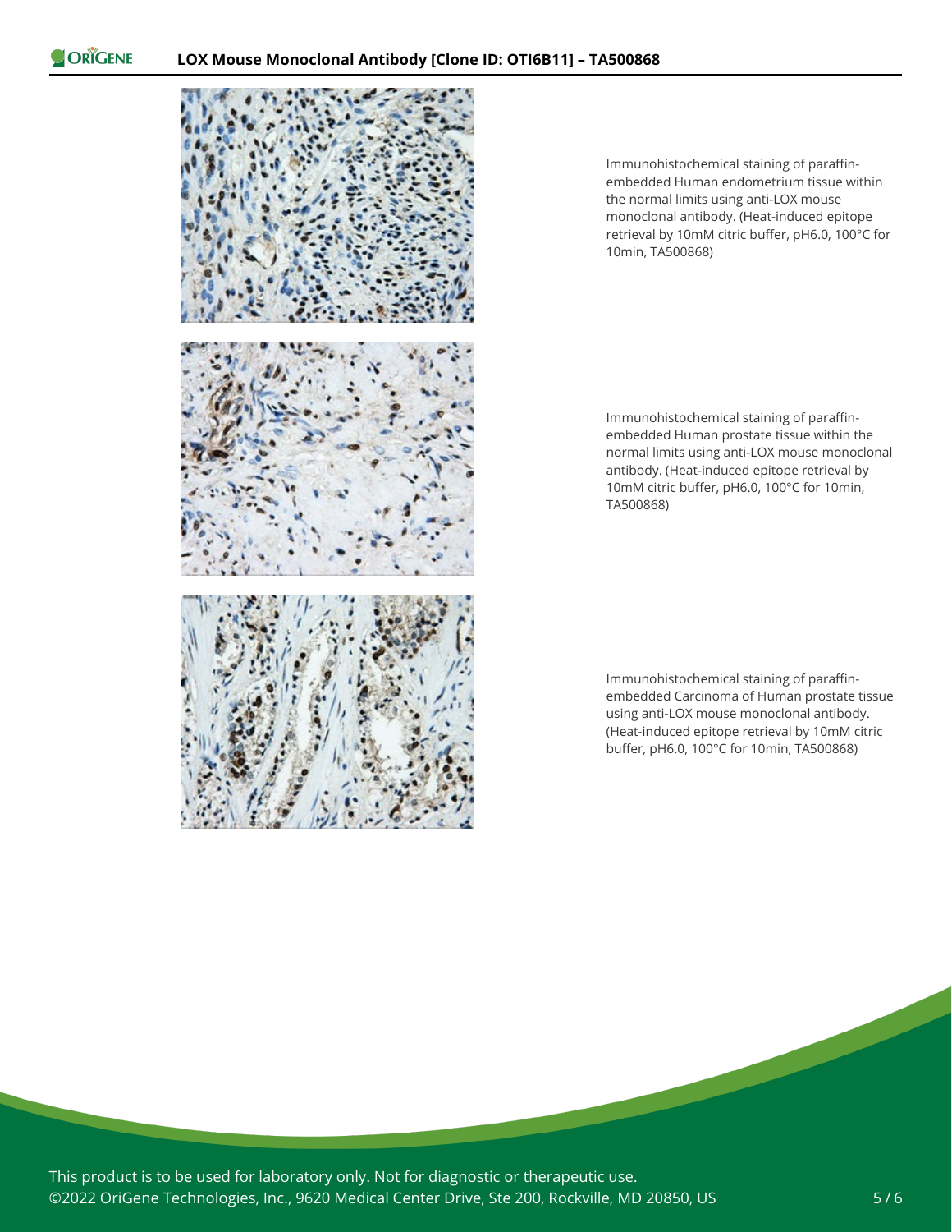Immunohistochemical staining of paraffin-embedded Human endometrium tissue within the normal limits using anti-LOX mouse monoclonal antibody. (Heat-induced epitope retrieval by 10mM citric buffer, pH6.0, 100°C for 10min, TA500868)

Immunohistochemical staining of paraffin-embedded Human prostate tissue within the normal limits using anti-LOX mouse monoclonal antibody. (Heat-induced epitope retrieval by 10mM citric buffer, pH6.0, 100°C for 10min, TA500868)

Immunohistochemical staining of paraffin-embedded Carcinoma of Human prostate tissue using anti-LOX mouse monoclonal antibody. (Heat-induced epitope retrieval by 10mM citric buffer, pH6.0, 100°C for 10min, TA500868)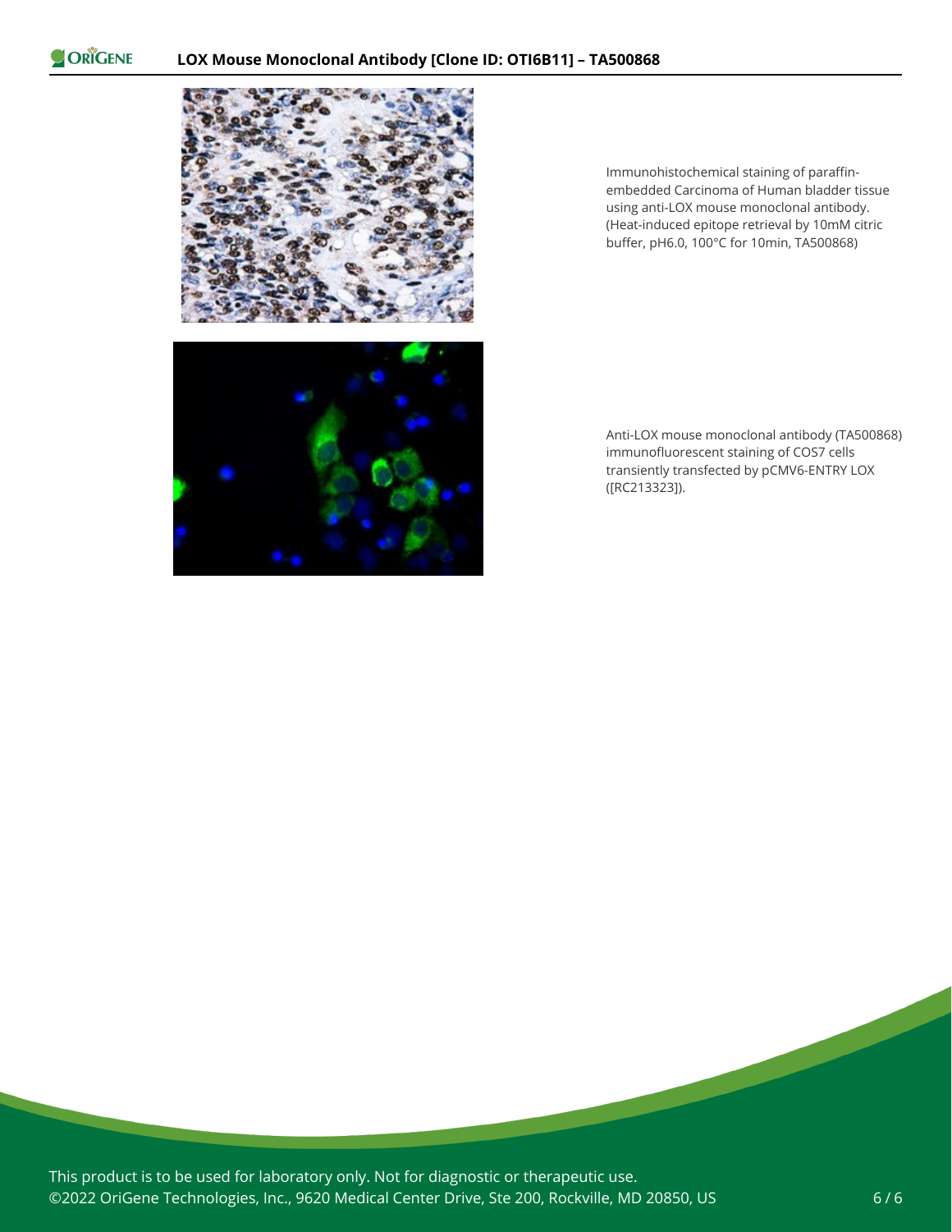Immunohistochemical staining of paraffin-embedded Carcinoma of Human bladder tissue using anti-LOX mouse monoclonal antibody. (Heat-induced epitope retrieval by 10mM citric buffer, pH6.0, 100°C for 10min, TA500868)

Anti-LOX mouse monoclonal antibody (TA500868) immunofluorescent staining of COS7 cells transiently transfected by pCMV6-ENTRY LOX ([RC213323]).